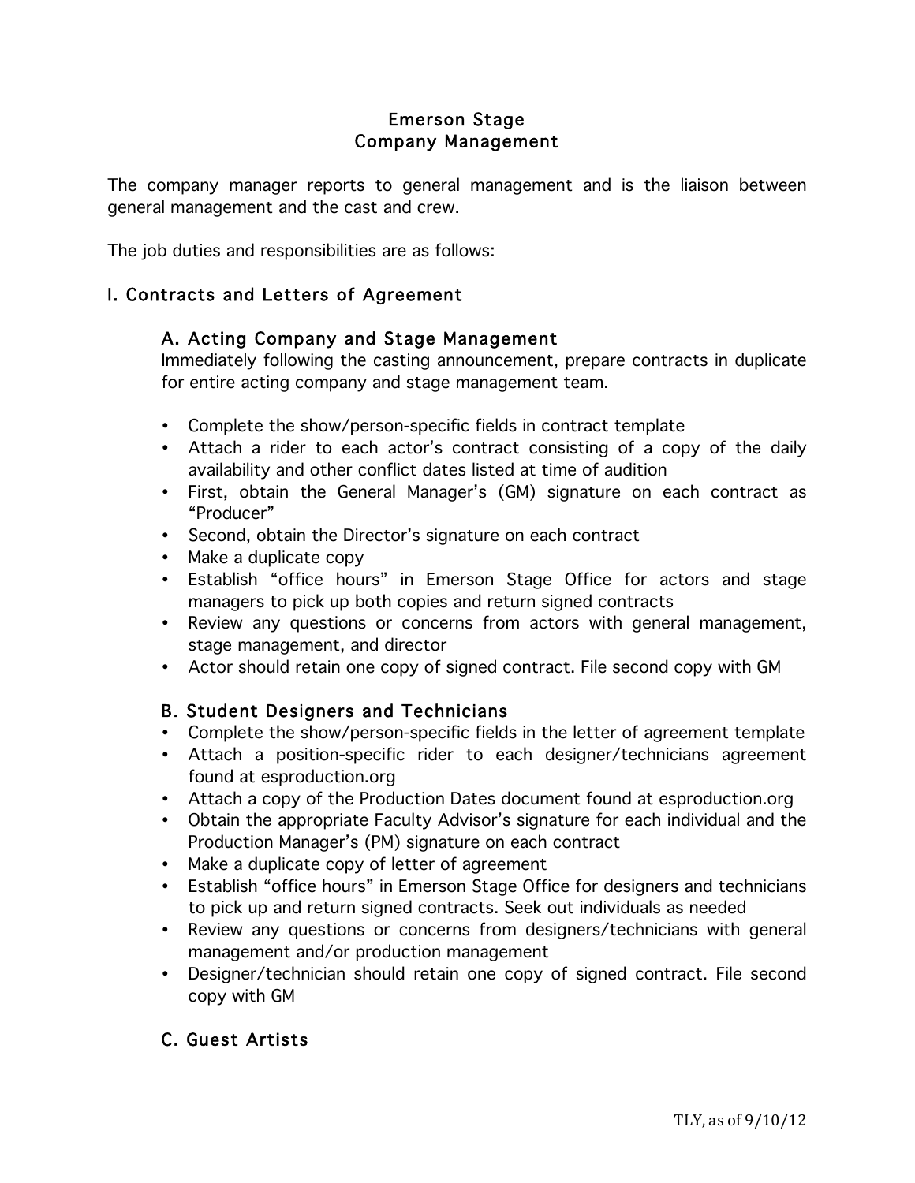# Emerson Stage
# Company Management

The company manager reports to general management and is the liaison between general management and the cast and crew.

The job duties and responsibilities are as follows:

## I. Contracts and Letters of Agreement

### A. Acting Company and Stage Management

Immediately following the casting announcement, prepare contracts in duplicate for entire acting company and stage management team.

- Complete the show/person-specific fields in contract template
- Attach a rider to each actor's contract consisting of a copy of the daily availability and other conflict dates listed at time of audition
- First, obtain the General Manager's (GM) signature on each contract as "Producer"
- Second, obtain the Director's signature on each contract
- Make a duplicate copy
- Establish "office hours" in Emerson Stage Office for actors and stage managers to pick up both copies and return signed contracts
- Review any questions or concerns from actors with general management, stage management, and director
- Actor should retain one copy of signed contract. File second copy with GM

### B. Student Designers and Technicians

- Complete the show/person-specific fields in the letter of agreement template
- Attach a position-specific rider to each designer/technicians agreement found at esproduction.org
- Attach a copy of the Production Dates document found at esproduction.org
- Obtain the appropriate Faculty Advisor's signature for each individual and the Production Manager's (PM) signature on each contract
- Make a duplicate copy of letter of agreement
- Establish "office hours" in Emerson Stage Office for designers and technicians to pick up and return signed contracts. Seek out individuals as needed
- Review any questions or concerns from designers/technicians with general management and/or production management
- Designer/technician should retain one copy of signed contract. File second copy with GM

### C. Guest Artists

TLY, as of 9/10/12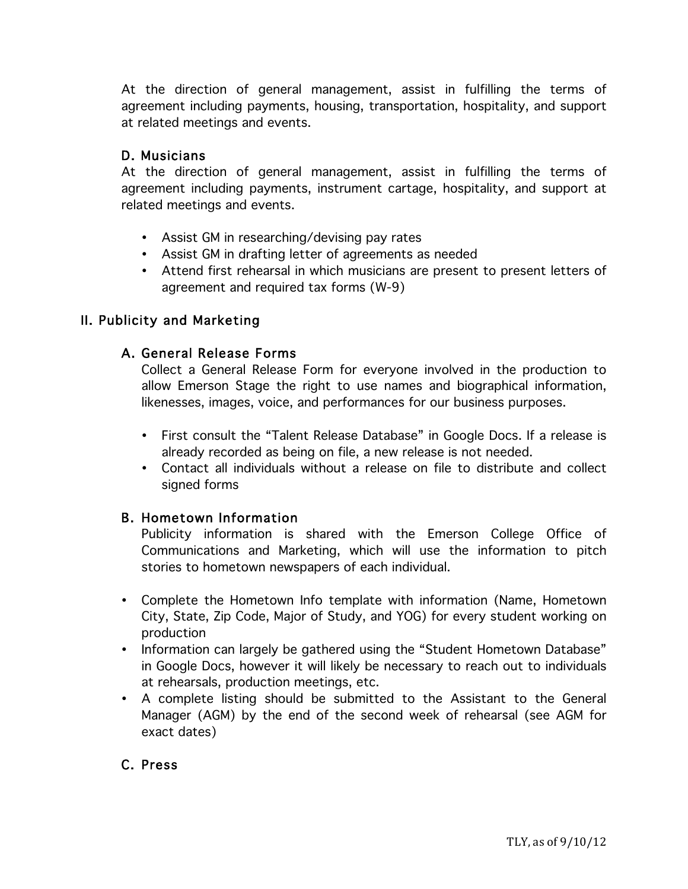At the direction of general management, assist in fulfilling the terms of agreement including payments, housing, transportation, hospitality, and support at related meetings and events.

### D. Musicians

At the direction of general management, assist in fulfilling the terms of agreement including payments, instrument cartage, hospitality, and support at related meetings and events.

- Assist GM in researching/devising pay rates
- Assist GM in drafting letter of agreements as needed
- Attend first rehearsal in which musicians are present to present letters of agreement and required tax forms (W-9)

## II. Publicity and Marketing

### A. General Release Forms

Collect a General Release Form for everyone involved in the production to allow Emerson Stage the right to use names and biographical information, likenesses, images, voice, and performances for our business purposes.

- First consult the "Talent Release Database" in Google Docs. If a release is already recorded as being on file, a new release is not needed.
- Contact all individuals without a release on file to distribute and collect signed forms

### B. Hometown Information

Publicity information is shared with the Emerson College Office of Communications and Marketing, which will use the information to pitch stories to hometown newspapers of each individual.

- Complete the Hometown Info template with information (Name, Hometown City, State, Zip Code, Major of Study, and YOG) for every student working on production
- Information can largely be gathered using the "Student Hometown Database" in Google Docs, however it will likely be necessary to reach out to individuals at rehearsals, production meetings, etc.
- A complete listing should be submitted to the Assistant to the General Manager (AGM) by the end of the second week of rehearsal (see AGM for exact dates)

### C. Press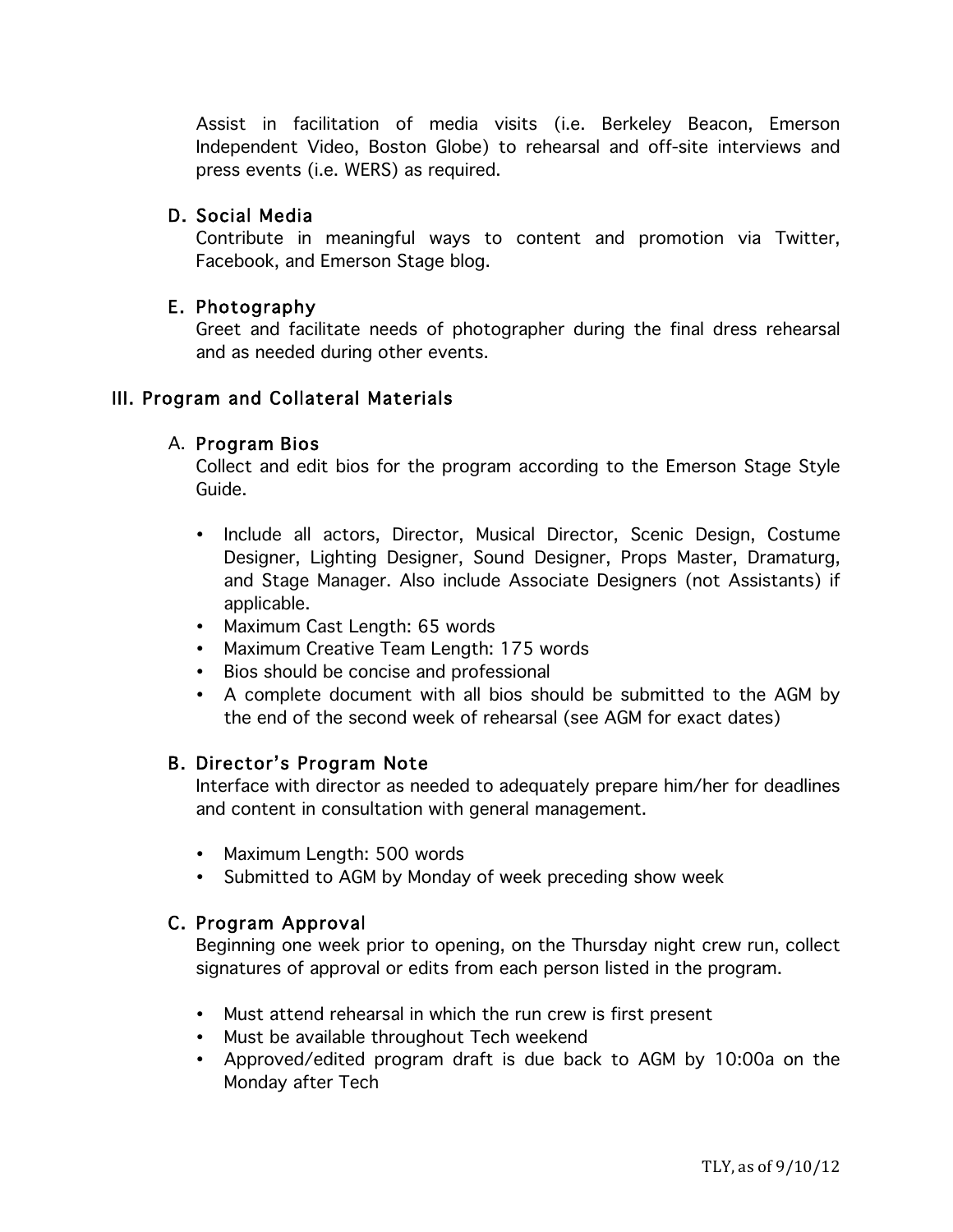Assist in facilitation of media visits (i.e. Berkeley Beacon, Emerson Independent Video, Boston Globe) to rehearsal and off-site interviews and press events (i.e. WERS) as required.

### D. Social Media

Contribute in meaningful ways to content and promotion via Twitter, Facebook, and Emerson Stage blog.

### E. Photography

Greet and facilitate needs of photographer during the final dress rehearsal and as needed during other events.

## III. Program and Collateral Materials

### A. Program Bios

Collect and edit bios for the program according to the Emerson Stage Style Guide.

- Include all actors, Director, Musical Director, Scenic Design, Costume Designer, Lighting Designer, Sound Designer, Props Master, Dramaturg, and Stage Manager. Also include Associate Designers (not Assistants) if applicable.
- Maximum Cast Length: 65 words
- Maximum Creative Team Length: 175 words
- Bios should be concise and professional
- A complete document with all bios should be submitted to the AGM by the end of the second week of rehearsal (see AGM for exact dates)

### B. Director's Program Note

Interface with director as needed to adequately prepare him/her for deadlines and content in consultation with general management.

- Maximum Length: 500 words
- Submitted to AGM by Monday of week preceding show week

### C. Program Approval

Beginning one week prior to opening, on the Thursday night crew run, collect signatures of approval or edits from each person listed in the program.

- Must attend rehearsal in which the run crew is first present
- Must be available throughout Tech weekend
- Approved/edited program draft is due back to AGM by 10:00a on the Monday after Tech

TLY, as of 9/10/12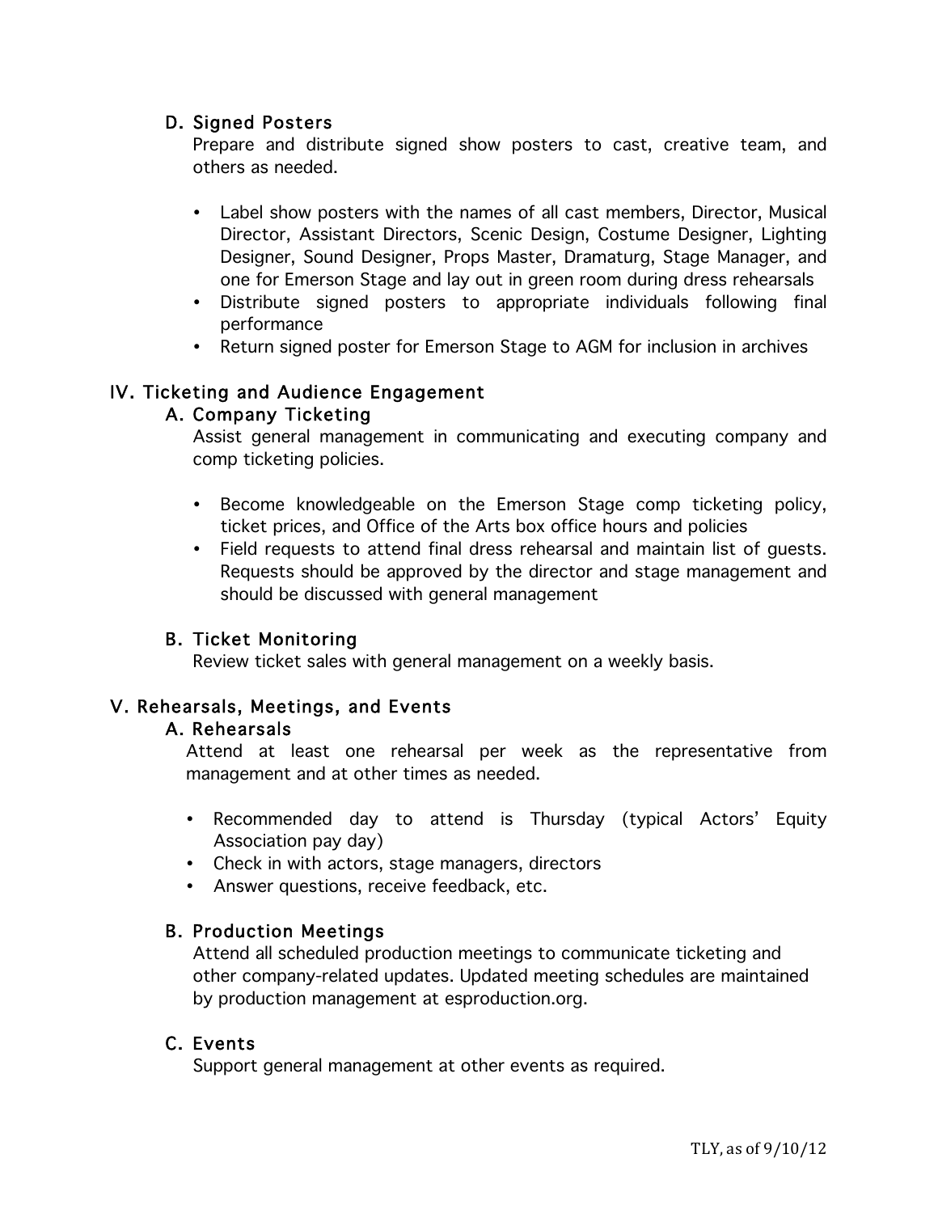### D. Signed Posters

Prepare and distribute signed show posters to cast, creative team, and others as needed.

- Label show posters with the names of all cast members, Director, Musical Director, Assistant Directors, Scenic Design, Costume Designer, Lighting Designer, Sound Designer, Props Master, Dramaturg, Stage Manager, and one for Emerson Stage and lay out in green room during dress rehearsals
- Distribute signed posters to appropriate individuals following final performance
- Return signed poster for Emerson Stage to AGM for inclusion in archives

## IV. Ticketing and Audience Engagement

### A. Company Ticketing

Assist general management in communicating and executing company and comp ticketing policies.

- Become knowledgeable on the Emerson Stage comp ticketing policy, ticket prices, and Office of the Arts box office hours and policies
- Field requests to attend final dress rehearsal and maintain list of guests. Requests should be approved by the director and stage management and should be discussed with general management

### B. Ticket Monitoring

Review ticket sales with general management on a weekly basis.

## V. Rehearsals, Meetings, and Events

### A. Rehearsals

Attend at least one rehearsal per week as the representative from management and at other times as needed.

- Recommended day to attend is Thursday (typical Actors' Equity Association pay day)
- Check in with actors, stage managers, directors
- Answer questions, receive feedback, etc.

### B. Production Meetings

Attend all scheduled production meetings to communicate ticketing and other company-related updates. Updated meeting schedules are maintained by production management at esproduction.org.

### C. Events

Support general management at other events as required.

TLY, as of 9/10/12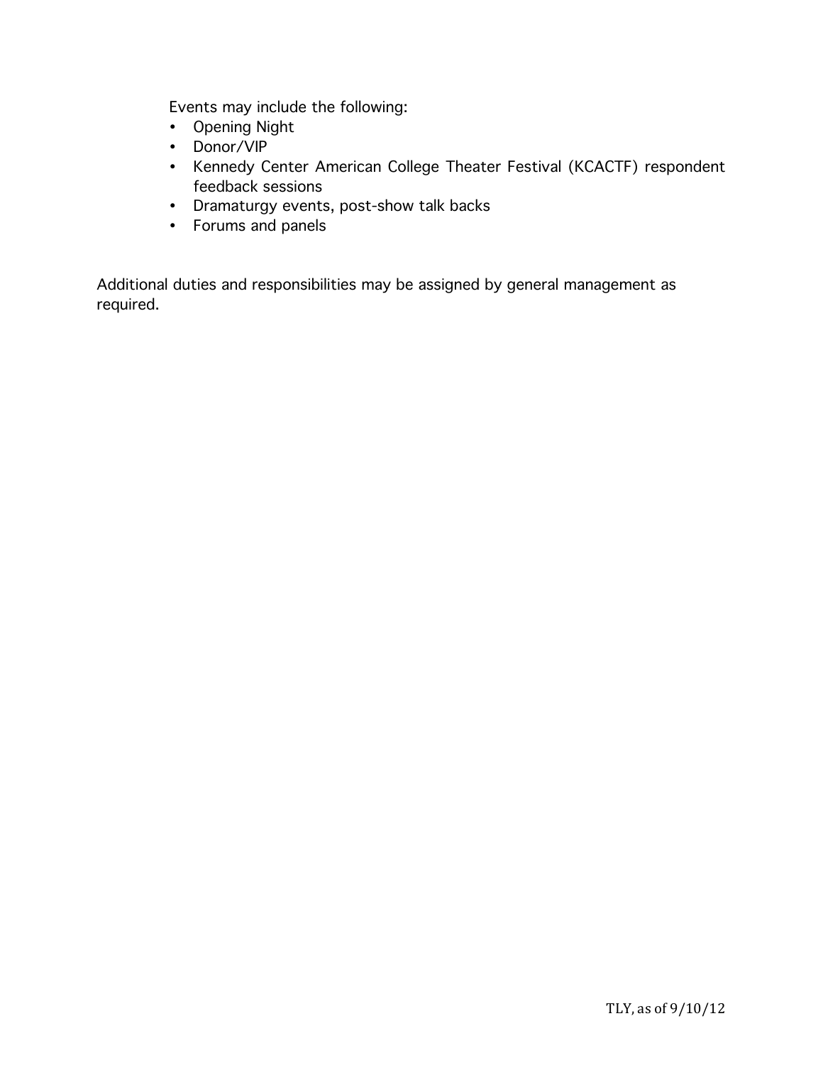Events may include the following:

- Opening Night
- Donor/VIP
- Kennedy Center American College Theater Festival (KCACTF) respondent feedback sessions
- Dramaturgy events, post-show talk backs
- Forums and panels

Additional duties and responsibilities may be assigned by general management as required.

TLY, as of 9/10/12